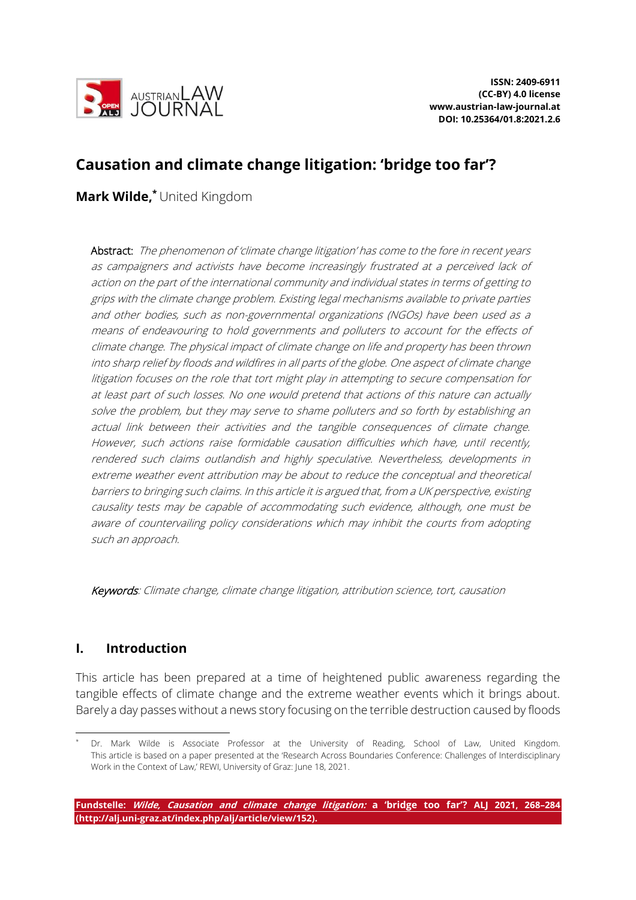# Causation and climate change litigation: 'bridge too far'?

**Mark Wilde,**[*] United Kingdom

**Abstract:** *The phenomenon of 'climate change litigation' has come to the fore in recent years as campaigners and activists have become increasingly frustrated at a perceived lack of action on the part of the international community and individual states in terms of getting to grips with the climate change problem. Existing legal mechanisms available to private parties and other bodies, such as non-governmental organizations (NGOs) have been used as a means of endeavouring to hold governments and polluters to account for the effects of climate change. The physical impact of climate change on life and property has been thrown into sharp relief by floods and wildfires in all parts of the globe. One aspect of climate change litigation focuses on the role that tort might play in attempting to secure compensation for at least part of such losses. No one would pretend that actions of this nature can actually solve the problem, but they may serve to shame polluters and so forth by establishing an actual link between their activities and the tangible consequences of climate change. However, such actions raise formidable causation difficulties which have, until recently, rendered such claims outlandish and highly speculative. Nevertheless, developments in extreme weather event attribution may be about to reduce the conceptual and theoretical barriers to bringing such claims. In this article it is argued that, from a UK perspective, existing causality tests may be capable of accommodating such evidence, although, one must be aware of countervailing policy considerations which may inhibit the courts from adopting such an approach.*

**Keywords**: *Climate change, climate change litigation, attribution science, tort, causation*

## I. Introduction

This article has been prepared at a time of heightened public awareness regarding the tangible effects of climate change and the extreme weather events which it brings about. Barely a day passes without a news story focusing on the terrible destruction caused by floods

[*] Dr. Mark Wilde is Associate Professor at the University of Reading, School of Law, United Kingdom. This article is based on a paper presented at the 'Research Across Boundaries Conference: Challenges of Interdisciplinary Work in the Context of Law,' REWI, University of Graz: June 18, 2021.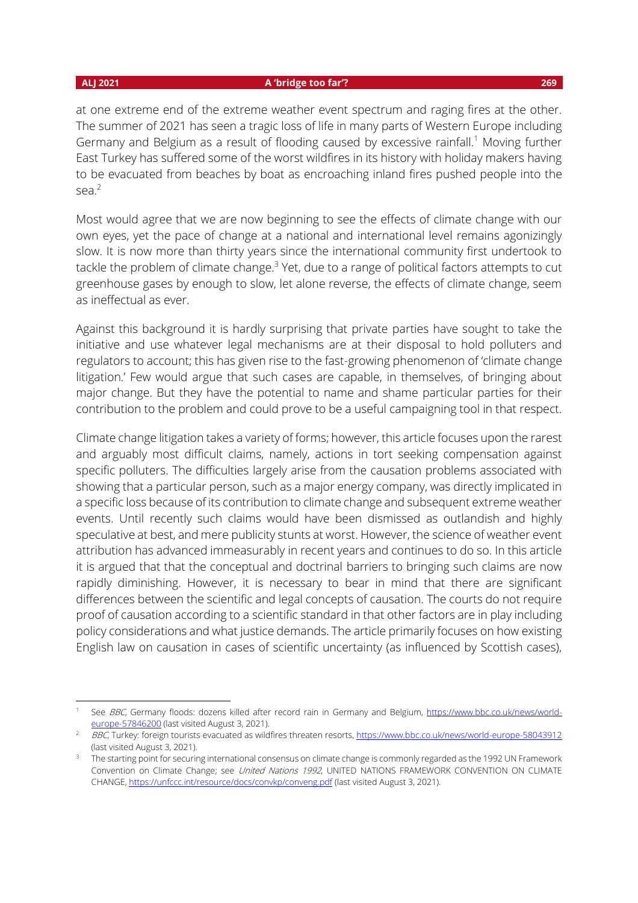at one extreme end of the extreme weather event spectrum and raging fires at the other. The summer of 2021 has seen a tragic loss of life in many parts of Western Europe including Germany and Belgium as a result of flooding caused by excessive rainfall.[1] Moving further East Turkey has suffered some of the worst wildfires in its history with holiday makers having to be evacuated from beaches by boat as encroaching inland fires pushed people into the sea.[2]

Most would agree that we are now beginning to see the effects of climate change with our own eyes, yet the pace of change at a national and international level remains agonizingly slow. It is now more than thirty years since the international community first undertook to tackle the problem of climate change.[3] Yet, due to a range of political factors attempts to cut greenhouse gases by enough to slow, let alone reverse, the effects of climate change, seem as ineffectual as ever.

Against this background it is hardly surprising that private parties have sought to take the initiative and use whatever legal mechanisms are at their disposal to hold polluters and regulators to account; this has given rise to the fast-growing phenomenon of 'climate change litigation.' Few would argue that such cases are capable, in themselves, of bringing about major change. But they have the potential to name and shame particular parties for their contribution to the problem and could prove to be a useful campaigning tool in that respect.

Climate change litigation takes a variety of forms; however, this article focuses upon the rarest and arguably most difficult claims, namely, actions in tort seeking compensation against specific polluters. The difficulties largely arise from the causation problems associated with showing that a particular person, such as a major energy company, was directly implicated in a specific loss because of its contribution to climate change and subsequent extreme weather events. Until recently such claims would have been dismissed as outlandish and highly speculative at best, and mere publicity stunts at worst. However, the science of weather event attribution has advanced immeasurably in recent years and continues to do so. In this article it is argued that that the conceptual and doctrinal barriers to bringing such claims are now rapidly diminishing. However, it is necessary to bear in mind that there are significant differences between the scientific and legal concepts of causation. The courts do not require proof of causation according to a scientific standard in that other factors are in play including policy considerations and what justice demands. The article primarily focuses on how existing English law on causation in cases of scientific uncertainty (as influenced by Scottish cases),

---

[1] See *BBC*, Germany floods: dozens killed after record rain in Germany and Belgium, https://www.bbc.co.uk/news/world-europe-57846200 (last visited August 3, 2021).

[2] *BBC*, Turkey: foreign tourists evacuated as wildfires threaten resorts, https://www.bbc.co.uk/news/world-europe-58043912 (last visited August 3, 2021).

[3] The starting point for securing international consensus on climate change is commonly regarded as the 1992 UN Framework Convention on Climate Change; see *United Nations 1992*, UNITED NATIONS FRAMEWORK CONVENTION ON CLIMATE CHANGE, https://unfccc.int/resource/docs/convkp/conveng.pdf (last visited August 3, 2021).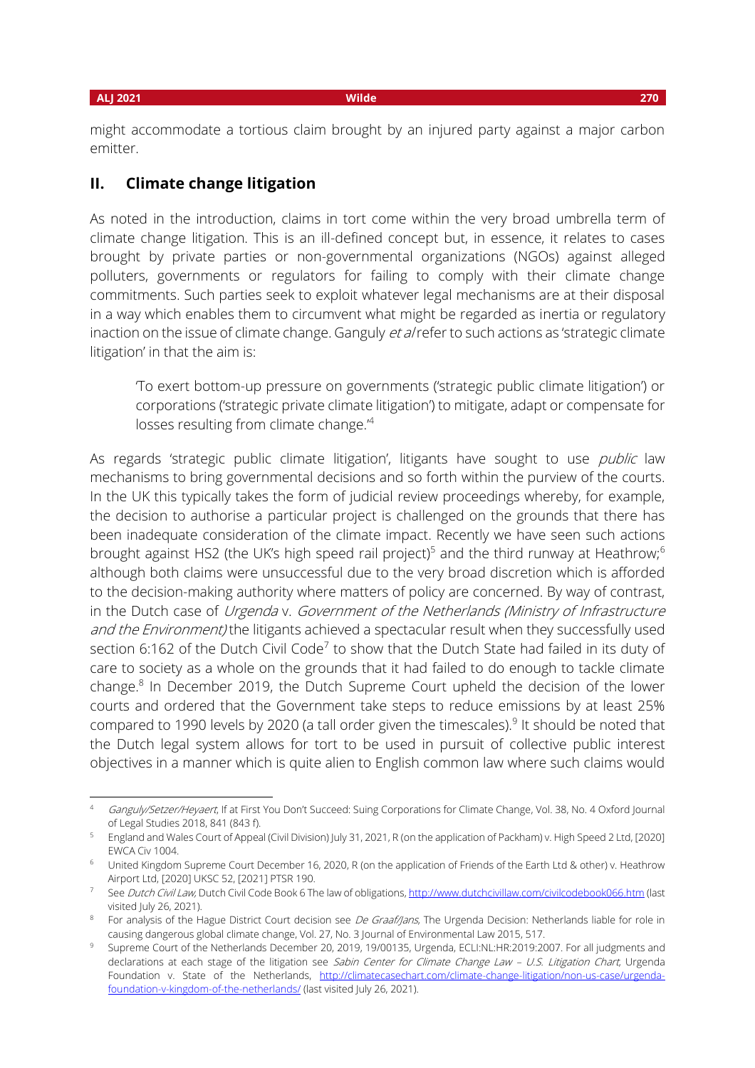might accommodate a tortious claim brought by an injured party against a major carbon emitter.

## II. Climate change litigation

As noted in the introduction, claims in tort come within the very broad umbrella term of climate change litigation. This is an ill-defined concept but, in essence, it relates to cases brought by private parties or non-governmental organizations (NGOs) against alleged polluters, governments or regulators for failing to comply with their climate change commitments. Such parties seek to exploit whatever legal mechanisms are at their disposal in a way which enables them to circumvent what might be regarded as inertia or regulatory inaction on the issue of climate change. Ganguly *et al* refer to such actions as 'strategic climate litigation' in that the aim is:

> 'To exert bottom-up pressure on governments ('strategic public climate litigation') or corporations ('strategic private climate litigation') to mitigate, adapt or compensate for losses resulting from climate change.'[4]

As regards 'strategic public climate litigation', litigants have sought to use *public* law mechanisms to bring governmental decisions and so forth within the purview of the courts. In the UK this typically takes the form of judicial review proceedings whereby, for example, the decision to authorise a particular project is challenged on the grounds that there has been inadequate consideration of the climate impact. Recently we have seen such actions brought against HS2 (the UK's high speed rail project)[5] and the third runway at Heathrow;[6] although both claims were unsuccessful due to the very broad discretion which is afforded to the decision-making authority where matters of policy are concerned. By way of contrast, in the Dutch case of *Urgenda* v. *Government of the Netherlands (Ministry of Infrastructure and the Environment)* the litigants achieved a spectacular result when they successfully used section 6:162 of the Dutch Civil Code[7] to show that the Dutch State had failed in its duty of care to society as a whole on the grounds that it had failed to do enough to tackle climate change.[8] In December 2019, the Dutch Supreme Court upheld the decision of the lower courts and ordered that the Government take steps to reduce emissions by at least 25% compared to 1990 levels by 2020 (a tall order given the timescales).[9] It should be noted that the Dutch legal system allows for tort to be used in pursuit of collective public interest objectives in a manner which is quite alien to English common law where such claims would

---

[4] *Ganguly/Setzer/Heyaert*, If at First You Don't Succeed: Suing Corporations for Climate Change, Vol. 38, No. 4 Oxford Journal of Legal Studies 2018, 841 (843 f).

[5] England and Wales Court of Appeal (Civil Division) July 31, 2021, R (on the application of Packham) v. High Speed 2 Ltd, [2020] EWCA Civ 1004.

[6] United Kingdom Supreme Court December 16, 2020, R (on the application of Friends of the Earth Ltd & other) v. Heathrow Airport Ltd, [2020] UKSC 52, [2021] PTSR 190.

[7] See *Dutch Civil Law*, Dutch Civil Code Book 6 The law of obligations, http://www.dutchcivillaw.com/civilcodebook066.htm (last visited July 26, 2021).

[8] For analysis of the Hague District Court decision see *De Graaf/Jans*, The Urgenda Decision: Netherlands liable for role in causing dangerous global climate change, Vol. 27, No. 3 Journal of Environmental Law 2015, 517.

[9] Supreme Court of the Netherlands December 20, 2019, 19/00135, Urgenda, ECLI:NL:HR:2019:2007. For all judgments and declarations at each stage of the litigation see *Sabin Center for Climate Change Law – U.S. Litigation Chart*, Urgenda Foundation v. State of the Netherlands, http://climatecasechart.com/climate-change-litigation/non-us-case/urgenda-foundation-v-kingdom-of-the-netherlands/ (last visited July 26, 2021).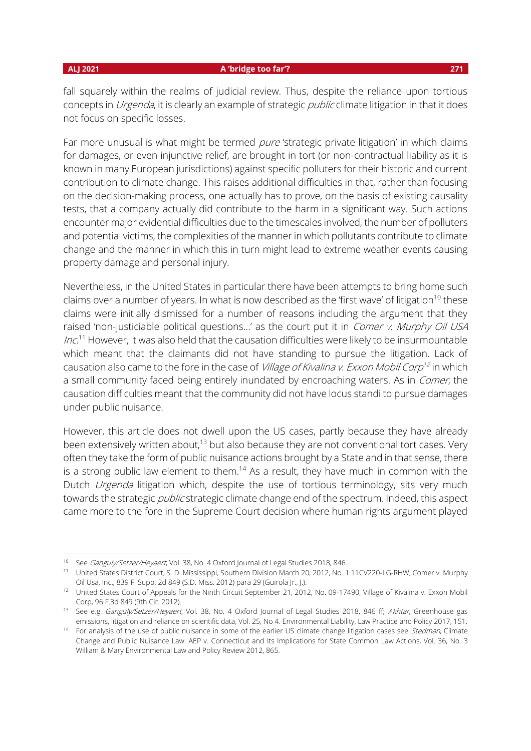fall squarely within the realms of judicial review. Thus, despite the reliance upon tortious concepts in *Urgenda*, it is clearly an example of strategic *public* climate litigation in that it does not focus on specific losses.

Far more unusual is what might be termed *pure* 'strategic private litigation' in which claims for damages, or even injunctive relief, are brought in tort (or non-contractual liability as it is known in many European jurisdictions) against specific polluters for their historic and current contribution to climate change. This raises additional difficulties in that, rather than focusing on the decision-making process, one actually has to prove, on the basis of existing causality tests, that a company actually did contribute to the harm in a significant way. Such actions encounter major evidential difficulties due to the timescales involved, the number of polluters and potential victims, the complexities of the manner in which pollutants contribute to climate change and the manner in which this in turn might lead to extreme weather events causing property damage and personal injury.

Nevertheless, in the United States in particular there have been attempts to bring home such claims over a number of years. In what is now described as the 'first wave' of litigation[10] these claims were initially dismissed for a number of reasons including the argument that they raised 'non-justiciable political questions…' as the court put it in *Comer v. Murphy Oil USA Inc*.[11] However, it was also held that the causation difficulties were likely to be insurmountable which meant that the claimants did not have standing to pursue the litigation. Lack of causation also came to the fore in the case of *Village of Kivalina v. Exxon Mobil Corp*[12] in which a small community faced being entirely inundated by encroaching waters. As in *Comer*, the causation difficulties meant that the community did not have locus standi to pursue damages under public nuisance.

However, this article does not dwell upon the US cases, partly because they have already been extensively written about,[13] but also because they are not conventional tort cases. Very often they take the form of public nuisance actions brought by a State and in that sense, there is a strong public law element to them.[14] As a result, they have much in common with the Dutch *Urgenda* litigation which, despite the use of tortious terminology, sits very much towards the strategic *public* strategic climate change end of the spectrum. Indeed, this aspect came more to the fore in the Supreme Court decision where human rights argument played

---

[10] See *Ganguly/Setzer/Heyaert*, Vol. 38, No. 4 Oxford Journal of Legal Studies 2018, 846.

[11] United States District Court, S. D. Mississippi, Southern Division March 20, 2012, No. 1:11CV220-LG-RHW, Comer v. Murphy Oil Usa, Inc., 839 F. Supp. 2d 849 (S.D. Miss. 2012) para 29 (Guirola Jr., J.).

[12] United States Court of Appeals for the Ninth Circuit September 21, 2012, No. 09-17490, Village of Kivalina v. Exxon Mobil Corp, 96 F.3d 849 (9th Cir. 2012).

[13] See e.g. *Ganguly/Setzer/Heyaert*, Vol. 38, No. 4 Oxford Journal of Legal Studies 2018, 846 ff; *Akhtar*, Greenhouse gas emissions, litigation and reliance on scientific data, Vol. 25, No 4. Environmental Liability, Law Practice and Policy 2017, 151.

[14] For analysis of the use of public nuisance in some of the earlier US climate change litigation cases see *Stedman*, Climate Change and Public Nuisance Law: AEP v. Connecticut and Its Implications for State Common Law Actions, Vol. 36, No. 3 William & Mary Environmental Law and Policy Review 2012, 865.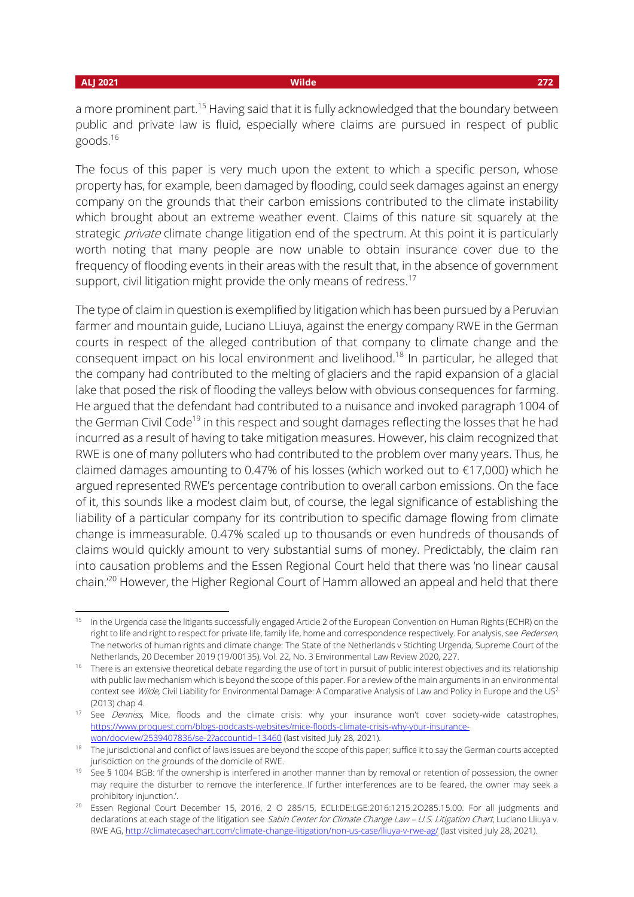a more prominent part.[15] Having said that it is fully acknowledged that the boundary between public and private law is fluid, especially where claims are pursued in respect of public goods.[16]

The focus of this paper is very much upon the extent to which a specific person, whose property has, for example, been damaged by flooding, could seek damages against an energy company on the grounds that their carbon emissions contributed to the climate instability which brought about an extreme weather event. Claims of this nature sit squarely at the strategic *private* climate change litigation end of the spectrum. At this point it is particularly worth noting that many people are now unable to obtain insurance cover due to the frequency of flooding events in their areas with the result that, in the absence of government support, civil litigation might provide the only means of redress.[17]

The type of claim in question is exemplified by litigation which has been pursued by a Peruvian farmer and mountain guide, Luciano LLiuya, against the energy company RWE in the German courts in respect of the alleged contribution of that company to climate change and the consequent impact on his local environment and livelihood.[18] In particular, he alleged that the company had contributed to the melting of glaciers and the rapid expansion of a glacial lake that posed the risk of flooding the valleys below with obvious consequences for farming. He argued that the defendant had contributed to a nuisance and invoked paragraph 1004 of the German Civil Code[19] in this respect and sought damages reflecting the losses that he had incurred as a result of having to take mitigation measures. However, his claim recognized that RWE is one of many polluters who had contributed to the problem over many years. Thus, he claimed damages amounting to 0.47% of his losses (which worked out to €17,000) which he argued represented RWE's percentage contribution to overall carbon emissions. On the face of it, this sounds like a modest claim but, of course, the legal significance of establishing the liability of a particular company for its contribution to specific damage flowing from climate change is immeasurable. 0.47% scaled up to thousands or even hundreds of thousands of claims would quickly amount to very substantial sums of money. Predictably, the claim ran into causation problems and the Essen Regional Court held that there was 'no linear causal chain.'[20] However, the Higher Regional Court of Hamm allowed an appeal and held that there

---

[15] In the Urgenda case the litigants successfully engaged Article 2 of the European Convention on Human Rights (ECHR) on the right to life and right to respect for private life, family life, home and correspondence respectively. For analysis, see *Pedersen*, The networks of human rights and climate change: The State of the Netherlands v Stichting Urgenda, Supreme Court of the Netherlands, 20 December 2019 (19/00135), Vol. 22, No. 3 Environmental Law Review 2020, 227.

[16] There is an extensive theoretical debate regarding the use of tort in pursuit of public interest objectives and its relationship with public law mechanism which is beyond the scope of this paper. For a review of the main arguments in an environmental context see *Wilde*, Civil Liability for Environmental Damage: A Comparative Analysis of Law and Policy in Europe and the US[2] (2013) chap 4.

[17] See *Denniss*, Mice, floods and the climate crisis: why your insurance won't cover society-wide catastrophes, https://www.proquest.com/blogs-podcasts-websites/mice-floods-climate-crisis-why-your-insurance-won/docview/2539407836/se-2?accountid=13460 (last visited July 28, 2021).

[18] The jurisdictional and conflict of laws issues are beyond the scope of this paper; suffice it to say the German courts accepted jurisdiction on the grounds of the domicile of RWE.

[19] See § 1004 BGB: 'If the ownership is interfered in another manner than by removal or retention of possession, the owner may require the disturber to remove the interference. If further interferences are to be feared, the owner may seek a prohibitory injunction.'.

[20] Essen Regional Court December 15, 2016, 2 O 285/15, ECLI:DE:LGE:2016:1215.2O285.15.00. For all judgments and declarations at each stage of the litigation see *Sabin Center for Climate Change Law – U.S. Litigation Chart*, Luciano Lliuya v. RWE AG, http://climatecasechart.com/climate-change-litigation/non-us-case/lliuya-v-rwe-ag/ (last visited July 28, 2021).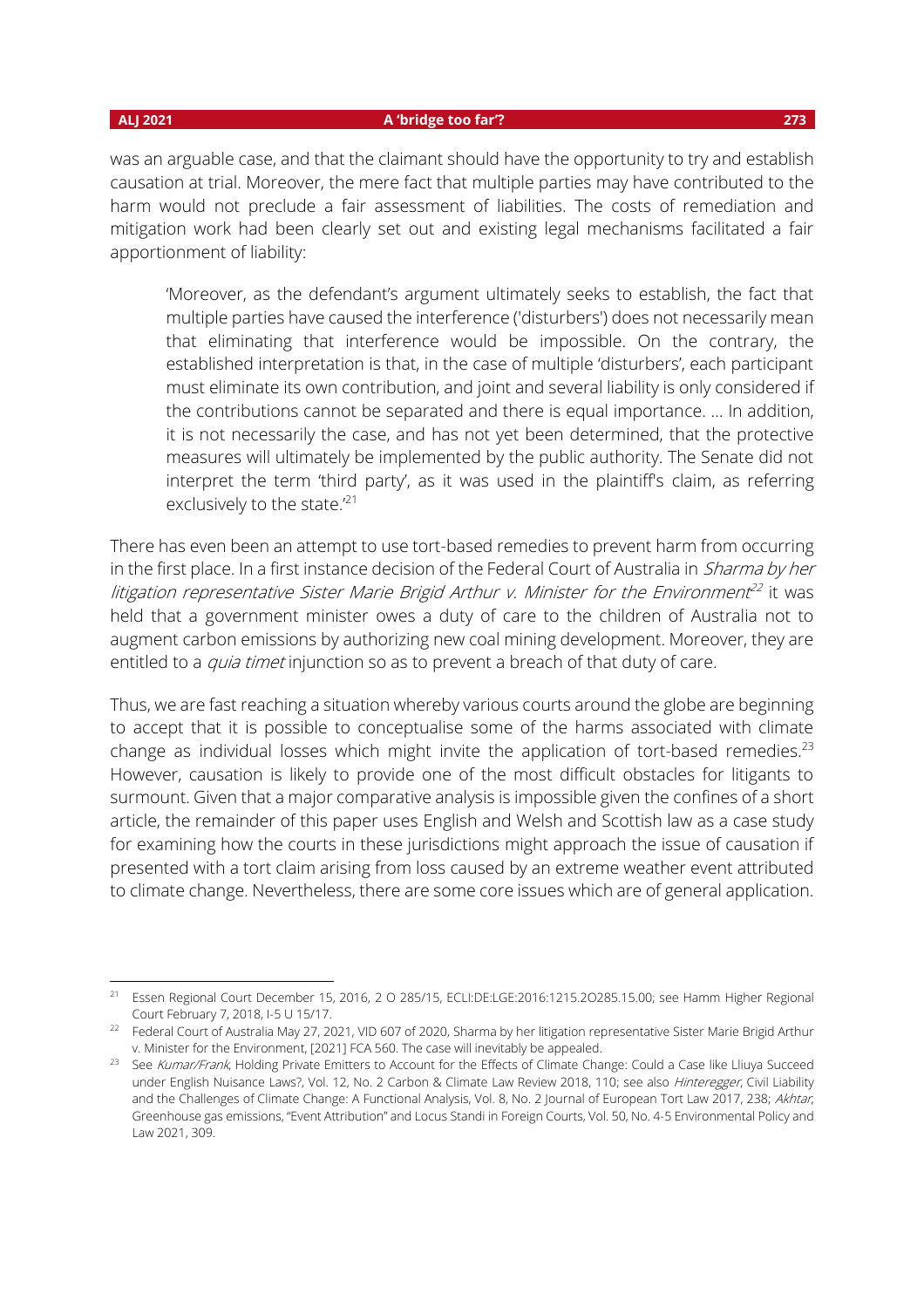was an arguable case, and that the claimant should have the opportunity to try and establish causation at trial. Moreover, the mere fact that multiple parties may have contributed to the harm would not preclude a fair assessment of liabilities. The costs of remediation and mitigation work had been clearly set out and existing legal mechanisms facilitated a fair apportionment of liability:

> 'Moreover, as the defendant's argument ultimately seeks to establish, the fact that multiple parties have caused the interference ('disturbers') does not necessarily mean that eliminating that interference would be impossible. On the contrary, the established interpretation is that, in the case of multiple 'disturbers', each participant must eliminate its own contribution, and joint and several liability is only considered if the contributions cannot be separated and there is equal importance. … In addition, it is not necessarily the case, and has not yet been determined, that the protective measures will ultimately be implemented by the public authority. The Senate did not interpret the term 'third party', as it was used in the plaintiff's claim, as referring exclusively to the state.'[21]

There has even been an attempt to use tort-based remedies to prevent harm from occurring in the first place. In a first instance decision of the Federal Court of Australia in *Sharma by her litigation representative Sister Marie Brigid Arthur v. Minister for the Environment*[22] it was held that a government minister owes a duty of care to the children of Australia not to augment carbon emissions by authorizing new coal mining development. Moreover, they are entitled to a *quia timet* injunction so as to prevent a breach of that duty of care.

Thus, we are fast reaching a situation whereby various courts around the globe are beginning to accept that it is possible to conceptualise some of the harms associated with climate change as individual losses which might invite the application of tort-based remedies.[23] However, causation is likely to provide one of the most difficult obstacles for litigants to surmount. Given that a major comparative analysis is impossible given the confines of a short article, the remainder of this paper uses English and Welsh and Scottish law as a case study for examining how the courts in these jurisdictions might approach the issue of causation if presented with a tort claim arising from loss caused by an extreme weather event attributed to climate change. Nevertheless, there are some core issues which are of general application.

---

[21] Essen Regional Court December 15, 2016, 2 O 285/15, ECLI:DE:LGE:2016:1215.2O285.15.00; see Hamm Higher Regional Court February 7, 2018, I-5 U 15/17.

[22] Federal Court of Australia May 27, 2021, VID 607 of 2020, Sharma by her litigation representative Sister Marie Brigid Arthur v. Minister for the Environment, [2021] FCA 560. The case will inevitably be appealed.

[23] See *Kumar/Frank*, Holding Private Emitters to Account for the Effects of Climate Change: Could a Case like Lliuya Succeed under English Nuisance Laws?, Vol. 12, No. 2 Carbon & Climate Law Review 2018, 110; see also *Hinteregger*, Civil Liability and the Challenges of Climate Change: A Functional Analysis, Vol. 8, No. 2 Journal of European Tort Law 2017, 238; *Akhtar*, Greenhouse gas emissions, "Event Attribution" and Locus Standi in Foreign Courts, Vol. 50, No. 4-5 Environmental Policy and Law 2021, 309.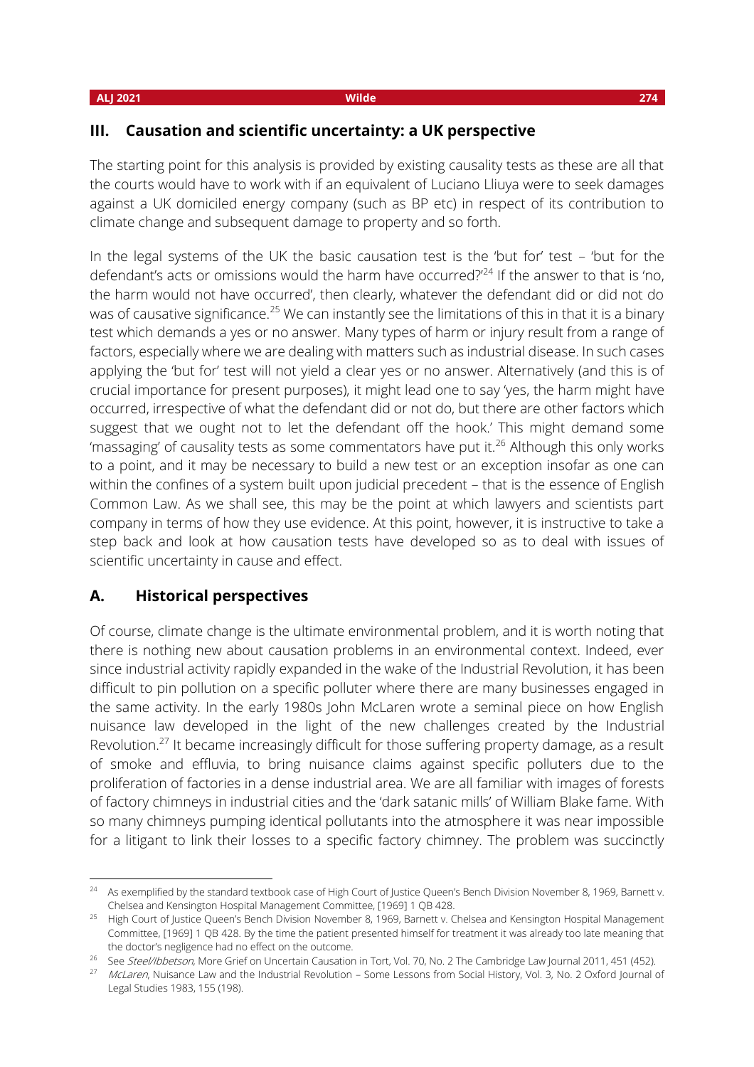## III. Causation and scientific uncertainty: a UK perspective

The starting point for this analysis is provided by existing causality tests as these are all that the courts would have to work with if an equivalent of Luciano Lliuya were to seek damages against a UK domiciled energy company (such as BP etc) in respect of its contribution to climate change and subsequent damage to property and so forth.

In the legal systems of the UK the basic causation test is the 'but for' test – 'but for the defendant's acts or omissions would the harm have occurred?'[24] If the answer to that is 'no, the harm would not have occurred', then clearly, whatever the defendant did or did not do was of causative significance.[25] We can instantly see the limitations of this in that it is a binary test which demands a yes or no answer. Many types of harm or injury result from a range of factors, especially where we are dealing with matters such as industrial disease. In such cases applying the 'but for' test will not yield a clear yes or no answer. Alternatively (and this is of crucial importance for present purposes), it might lead one to say 'yes, the harm might have occurred, irrespective of what the defendant did or not do, but there are other factors which suggest that we ought not to let the defendant off the hook.' This might demand some 'massaging' of causality tests as some commentators have put it.[26] Although this only works to a point, and it may be necessary to build a new test or an exception insofar as one can within the confines of a system built upon judicial precedent – that is the essence of English Common Law. As we shall see, this may be the point at which lawyers and scientists part company in terms of how they use evidence. At this point, however, it is instructive to take a step back and look at how causation tests have developed so as to deal with issues of scientific uncertainty in cause and effect.

### A. Historical perspectives

Of course, climate change is the ultimate environmental problem, and it is worth noting that there is nothing new about causation problems in an environmental context. Indeed, ever since industrial activity rapidly expanded in the wake of the Industrial Revolution, it has been difficult to pin pollution on a specific polluter where there are many businesses engaged in the same activity. In the early 1980s John McLaren wrote a seminal piece on how English nuisance law developed in the light of the new challenges created by the Industrial Revolution.[27] It became increasingly difficult for those suffering property damage, as a result of smoke and effluvia, to bring nuisance claims against specific polluters due to the proliferation of factories in a dense industrial area. We are all familiar with images of forests of factory chimneys in industrial cities and the 'dark satanic mills' of William Blake fame. With so many chimneys pumping identical pollutants into the atmosphere it was near impossible for a litigant to link their losses to a specific factory chimney. The problem was succinctly

---

[24] As exemplified by the standard textbook case of High Court of Justice Queen's Bench Division November 8, 1969, Barnett v. Chelsea and Kensington Hospital Management Committee, [1969] 1 QB 428.

[25] High Court of Justice Queen's Bench Division November 8, 1969, Barnett v. Chelsea and Kensington Hospital Management Committee, [1969] 1 QB 428. By the time the patient presented himself for treatment it was already too late meaning that the doctor's negligence had no effect on the outcome.

[26] See *Steel/Ibbetson*, More Grief on Uncertain Causation in Tort, Vol. 70, No. 2 The Cambridge Law Journal 2011, 451 (452).

[27] *McLaren*, Nuisance Law and the Industrial Revolution – Some Lessons from Social History, Vol. 3, No. 2 Oxford Journal of Legal Studies 1983, 155 (198).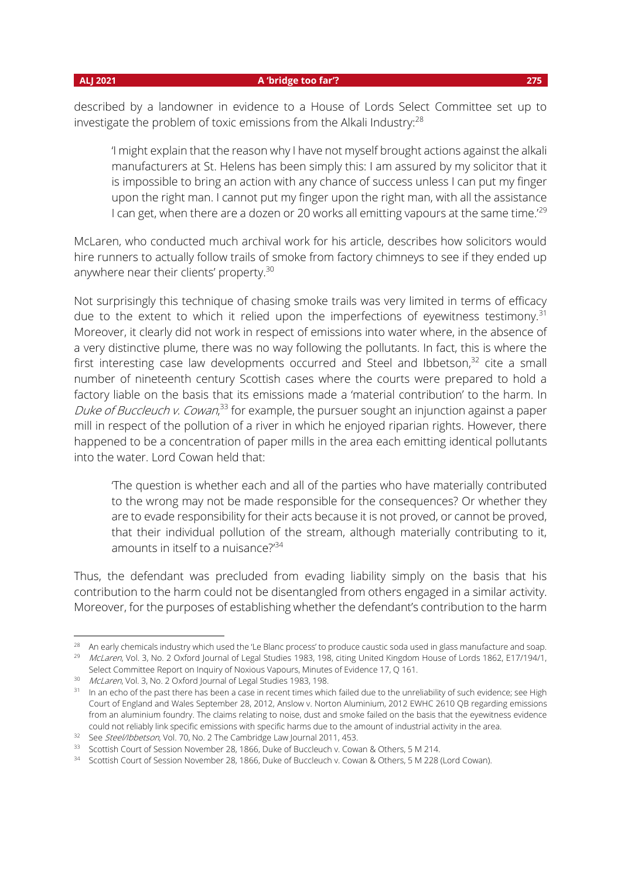described by a landowner in evidence to a House of Lords Select Committee set up to investigate the problem of toxic emissions from the Alkali Industry:[28]

> 'I might explain that the reason why I have not myself brought actions against the alkali manufacturers at St. Helens has been simply this: I am assured by my solicitor that it is impossible to bring an action with any chance of success unless I can put my finger upon the right man. I cannot put my finger upon the right man, with all the assistance I can get, when there are a dozen or 20 works all emitting vapours at the same time.'[29]

McLaren, who conducted much archival work for his article, describes how solicitors would hire runners to actually follow trails of smoke from factory chimneys to see if they ended up anywhere near their clients' property.[30]

Not surprisingly this technique of chasing smoke trails was very limited in terms of efficacy due to the extent to which it relied upon the imperfections of eyewitness testimony.[31] Moreover, it clearly did not work in respect of emissions into water where, in the absence of a very distinctive plume, there was no way following the pollutants. In fact, this is where the first interesting case law developments occurred and Steel and Ibbetson,[32] cite a small number of nineteenth century Scottish cases where the courts were prepared to hold a factory liable on the basis that its emissions made a 'material contribution' to the harm. In *Duke of Buccleuch v. Cowan*,[33] for example, the pursuer sought an injunction against a paper mill in respect of the pollution of a river in which he enjoyed riparian rights. However, there happened to be a concentration of paper mills in the area each emitting identical pollutants into the water. Lord Cowan held that:

> 'The question is whether each and all of the parties who have materially contributed to the wrong may not be made responsible for the consequences? Or whether they are to evade responsibility for their acts because it is not proved, or cannot be proved, that their individual pollution of the stream, although materially contributing to it, amounts in itself to a nuisance?'[34]

Thus, the defendant was precluded from evading liability simply on the basis that his contribution to the harm could not be disentangled from others engaged in a similar activity. Moreover, for the purposes of establishing whether the defendant's contribution to the harm

---

[28] An early chemicals industry which used the 'Le Blanc process' to produce caustic soda used in glass manufacture and soap.

[29] *McLaren*, Vol. 3, No. 2 Oxford Journal of Legal Studies 1983, 198, citing United Kingdom House of Lords 1862, E17/194/1, Select Committee Report on Inquiry of Noxious Vapours, Minutes of Evidence 17, Q 161.

[30] *McLaren*, Vol. 3, No. 2 Oxford Journal of Legal Studies 1983, 198.

[31] In an echo of the past there has been a case in recent times which failed due to the unreliability of such evidence; see High Court of England and Wales September 28, 2012, Anslow v. Norton Aluminium, 2012 EWHC 2610 QB regarding emissions from an aluminium foundry. The claims relating to noise, dust and smoke failed on the basis that the eyewitness evidence could not reliably link specific emissions with specific harms due to the amount of industrial activity in the area.

[32] See *Steel/Ibbetson*, Vol. 70, No. 2 The Cambridge Law Journal 2011, 453.

[33] Scottish Court of Session November 28, 1866, Duke of Buccleuch v. Cowan & Others, 5 M 214.

[34] Scottish Court of Session November 28, 1866, Duke of Buccleuch v. Cowan & Others, 5 M 228 (Lord Cowan).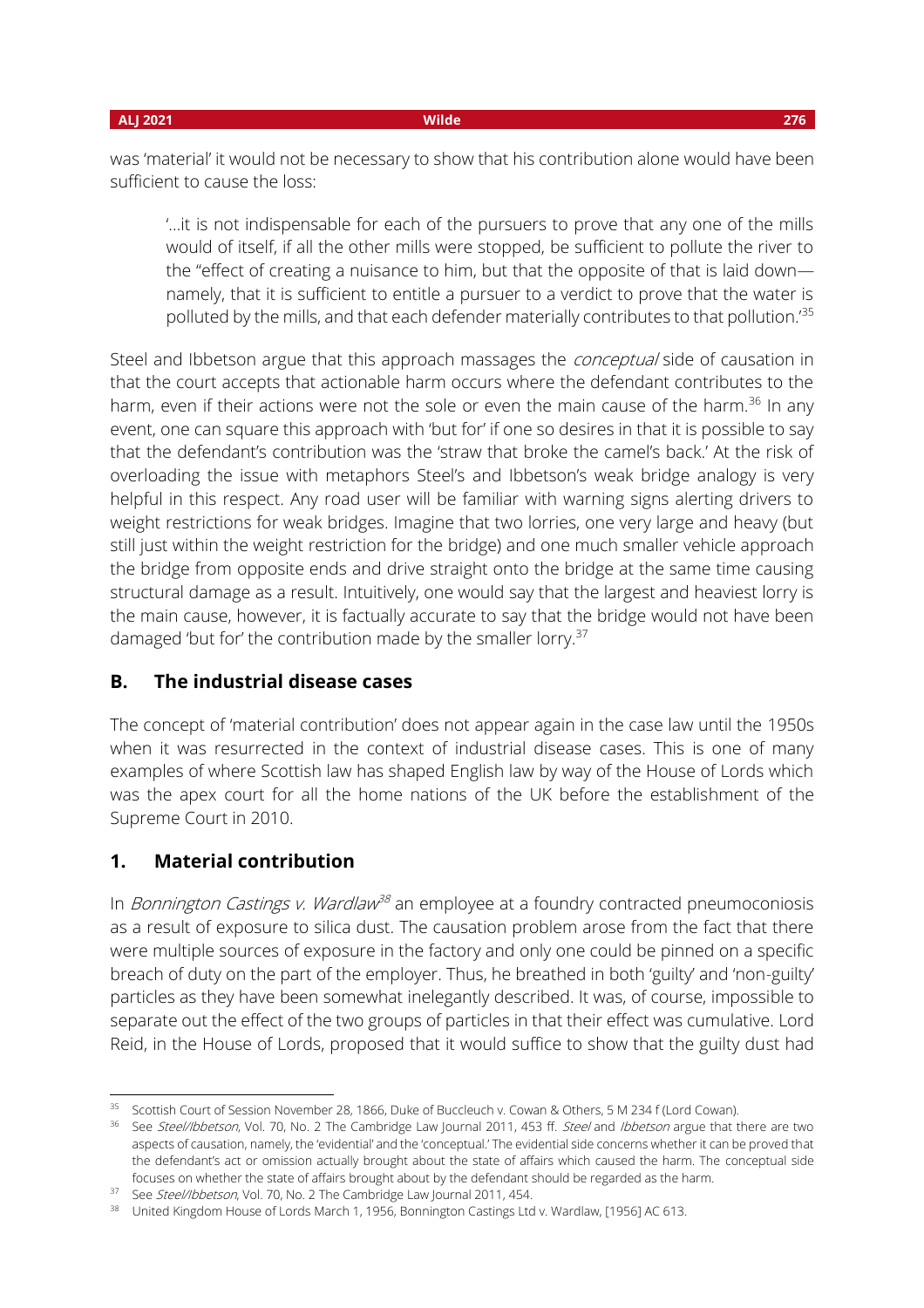was 'material' it would not be necessary to show that his contribution alone would have been sufficient to cause the loss:

> '…it is not indispensable for each of the pursuers to prove that any one of the mills would of itself, if all the other mills were stopped, be sufficient to pollute the river to the "effect of creating a nuisance to him, but that the opposite of that is laid down—namely, that it is sufficient to entitle a pursuer to a verdict to prove that the water is polluted by the mills, and that each defender materially contributes to that pollution.'[35]

Steel and Ibbetson argue that this approach massages the *conceptual* side of causation in that the court accepts that actionable harm occurs where the defendant contributes to the harm, even if their actions were not the sole or even the main cause of the harm.[36] In any event, one can square this approach with 'but for' if one so desires in that it is possible to say that the defendant's contribution was the 'straw that broke the camel's back.' At the risk of overloading the issue with metaphors Steel's and Ibbetson's weak bridge analogy is very helpful in this respect. Any road user will be familiar with warning signs alerting drivers to weight restrictions for weak bridges. Imagine that two lorries, one very large and heavy (but still just within the weight restriction for the bridge) and one much smaller vehicle approach the bridge from opposite ends and drive straight onto the bridge at the same time causing structural damage as a result. Intuitively, one would say that the largest and heaviest lorry is the main cause, however, it is factually accurate to say that the bridge would not have been damaged 'but for' the contribution made by the smaller lorry.[37]

## B. The industrial disease cases

The concept of 'material contribution' does not appear again in the case law until the 1950s when it was resurrected in the context of industrial disease cases. This is one of many examples of where Scottish law has shaped English law by way of the House of Lords which was the apex court for all the home nations of the UK before the establishment of the Supreme Court in 2010.

### 1. Material contribution

In *Bonnington Castings v. Wardlaw*[38] an employee at a foundry contracted pneumoconiosis as a result of exposure to silica dust. The causation problem arose from the fact that there were multiple sources of exposure in the factory and only one could be pinned on a specific breach of duty on the part of the employer. Thus, he breathed in both 'guilty' and 'non-guilty' particles as they have been somewhat inelegantly described. It was, of course, impossible to separate out the effect of the two groups of particles in that their effect was cumulative. Lord Reid, in the House of Lords, proposed that it would suffice to show that the guilty dust had

---

[35] Scottish Court of Session November 28, 1866, Duke of Buccleuch v. Cowan & Others, 5 M 234 f (Lord Cowan).

[36] See *Steel/Ibbetson*, Vol. 70, No. 2 The Cambridge Law Journal 2011, 453 ff. *Steel* and *Ibbetson* argue that there are two aspects of causation, namely, the 'evidential' and the 'conceptual.' The evidential side concerns whether it can be proved that the defendant's act or omission actually brought about the state of affairs which caused the harm. The conceptual side focuses on whether the state of affairs brought about by the defendant should be regarded as the harm.

[37] See *Steel/Ibbetson*, Vol. 70, No. 2 The Cambridge Law Journal 2011, 454.

[38] United Kingdom House of Lords March 1, 1956, Bonnington Castings Ltd v. Wardlaw, [1956] AC 613.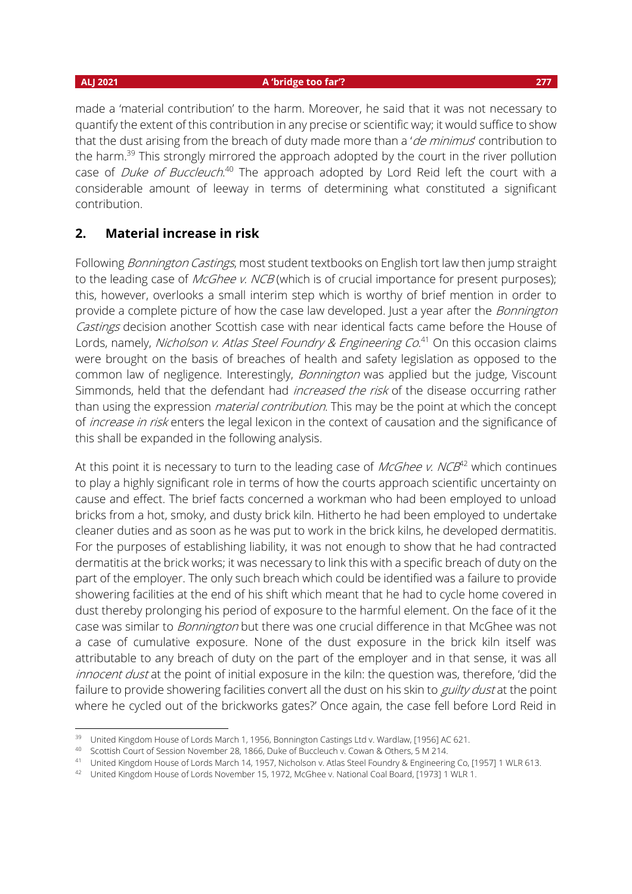made a 'material contribution' to the harm. Moreover, he said that it was not necessary to quantify the extent of this contribution in any precise or scientific way; it would suffice to show that the dust arising from the breach of duty made more than a '*de minimus*' contribution to the harm.[39] This strongly mirrored the approach adopted by the court in the river pollution case of *Duke of Buccleuch*.[40] The approach adopted by Lord Reid left the court with a considerable amount of leeway in terms of determining what constituted a significant contribution.

## 2. Material increase in risk

Following *Bonnington Castings*, most student textbooks on English tort law then jump straight to the leading case of *McGhee v. NCB* (which is of crucial importance for present purposes); this, however, overlooks a small interim step which is worthy of brief mention in order to provide a complete picture of how the case law developed. Just a year after the *Bonnington Castings* decision another Scottish case with near identical facts came before the House of Lords, namely, *Nicholson v. Atlas Steel Foundry & Engineering Co*.[41] On this occasion claims were brought on the basis of breaches of health and safety legislation as opposed to the common law of negligence. Interestingly, *Bonnington* was applied but the judge, Viscount Simmonds, held that the defendant had *increased the risk* of the disease occurring rather than using the expression *material contribution*. This may be the point at which the concept of *increase in risk* enters the legal lexicon in the context of causation and the significance of this shall be expanded in the following analysis.

At this point it is necessary to turn to the leading case of *McGhee v. NCB*[42] which continues to play a highly significant role in terms of how the courts approach scientific uncertainty on cause and effect. The brief facts concerned a workman who had been employed to unload bricks from a hot, smoky, and dusty brick kiln. Hitherto he had been employed to undertake cleaner duties and as soon as he was put to work in the brick kilns, he developed dermatitis. For the purposes of establishing liability, it was not enough to show that he had contracted dermatitis at the brick works; it was necessary to link this with a specific breach of duty on the part of the employer. The only such breach which could be identified was a failure to provide showering facilities at the end of his shift which meant that he had to cycle home covered in dust thereby prolonging his period of exposure to the harmful element. On the face of it the case was similar to *Bonnington* but there was one crucial difference in that McGhee was not a case of cumulative exposure. None of the dust exposure in the brick kiln itself was attributable to any breach of duty on the part of the employer and in that sense, it was all *innocent dust* at the point of initial exposure in the kiln: the question was, therefore, 'did the failure to provide showering facilities convert all the dust on his skin to *guilty dust* at the point where he cycled out of the brickworks gates?' Once again, the case fell before Lord Reid in

[39] United Kingdom House of Lords March 1, 1956, Bonnington Castings Ltd v. Wardlaw, [1956] AC 621.

[40] Scottish Court of Session November 28, 1866, Duke of Buccleuch v. Cowan & Others, 5 M 214.

[41] United Kingdom House of Lords March 14, 1957, Nicholson v. Atlas Steel Foundry & Engineering Co, [1957] 1 WLR 613.

[42] United Kingdom House of Lords November 15, 1972, McGhee v. National Coal Board, [1973] 1 WLR 1.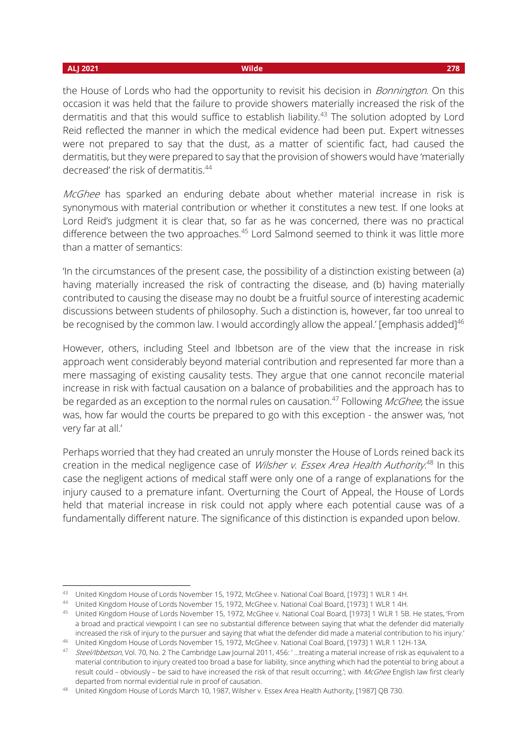the House of Lords who had the opportunity to revisit his decision in *Bonnington*. On this occasion it was held that the failure to provide showers materially increased the risk of the dermatitis and that this would suffice to establish liability.[43] The solution adopted by Lord Reid reflected the manner in which the medical evidence had been put. Expert witnesses were not prepared to say that the dust, as a matter of scientific fact, had caused the dermatitis, but they were prepared to say that the provision of showers would have 'materially decreased' the risk of dermatitis.[44]

*McGhee* has sparked an enduring debate about whether material increase in risk is synonymous with material contribution or whether it constitutes a new test. If one looks at Lord Reid's judgment it is clear that, so far as he was concerned, there was no practical difference between the two approaches.[45] Lord Salmond seemed to think it was little more than a matter of semantics:

'In the circumstances of the present case, the possibility of a distinction existing between (a) having materially increased the risk of contracting the disease, and (b) having materially contributed to causing the disease may no doubt be a fruitful source of interesting academic discussions between students of philosophy. Such a distinction is, however, far too unreal to be recognised by the common law. I would accordingly allow the appeal.' [emphasis added][46]

However, others, including Steel and Ibbetson are of the view that the increase in risk approach went considerably beyond material contribution and represented far more than a mere massaging of existing causality tests. They argue that one cannot reconcile material increase in risk with factual causation on a balance of probabilities and the approach has to be regarded as an exception to the normal rules on causation.[47] Following *McGhee*, the issue was, how far would the courts be prepared to go with this exception - the answer was, 'not very far at all.'

Perhaps worried that they had created an unruly monster the House of Lords reined back its creation in the medical negligence case of *Wilsher v. Essex Area Health Authority*.[48] In this case the negligent actions of medical staff were only one of a range of explanations for the injury caused to a premature infant. Overturning the Court of Appeal, the House of Lords held that material increase in risk could not apply where each potential cause was of a fundamentally different nature. The significance of this distinction is expanded upon below.

---

[43] United Kingdom House of Lords November 15, 1972, McGhee v. National Coal Board, [1973] 1 WLR 1 4H.

[44] United Kingdom House of Lords November 15, 1972, McGhee v. National Coal Board, [1973] 1 WLR 1 4H.

[45] United Kingdom House of Lords November 15, 1972, McGhee v. National Coal Board, [1973] 1 WLR 1 5B. He states, 'From a broad and practical viewpoint I can see no substantial difference between saying that what the defender did materially increased the risk of injury to the pursuer and saying that what the defender did made a material contribution to his injury.'

[46] United Kingdom House of Lords November 15, 1972, McGhee v. National Coal Board, [1973] 1 WLR 1 12H-13A.

[47] *Steel/Ibbetson*, Vol. 70, No. 2 The Cambridge Law Journal 2011, 456: ' …treating a material increase of risk as equivalent to a material contribution to injury created too broad a base for liability, since anything which had the potential to bring about a result could – obviously – be said to have increased the risk of that result occurring.'; with *McGhee* English law first clearly departed from normal evidential rule in proof of causation.

[48] United Kingdom House of Lords March 10, 1987, Wilsher v. Essex Area Health Authority, [1987] QB 730.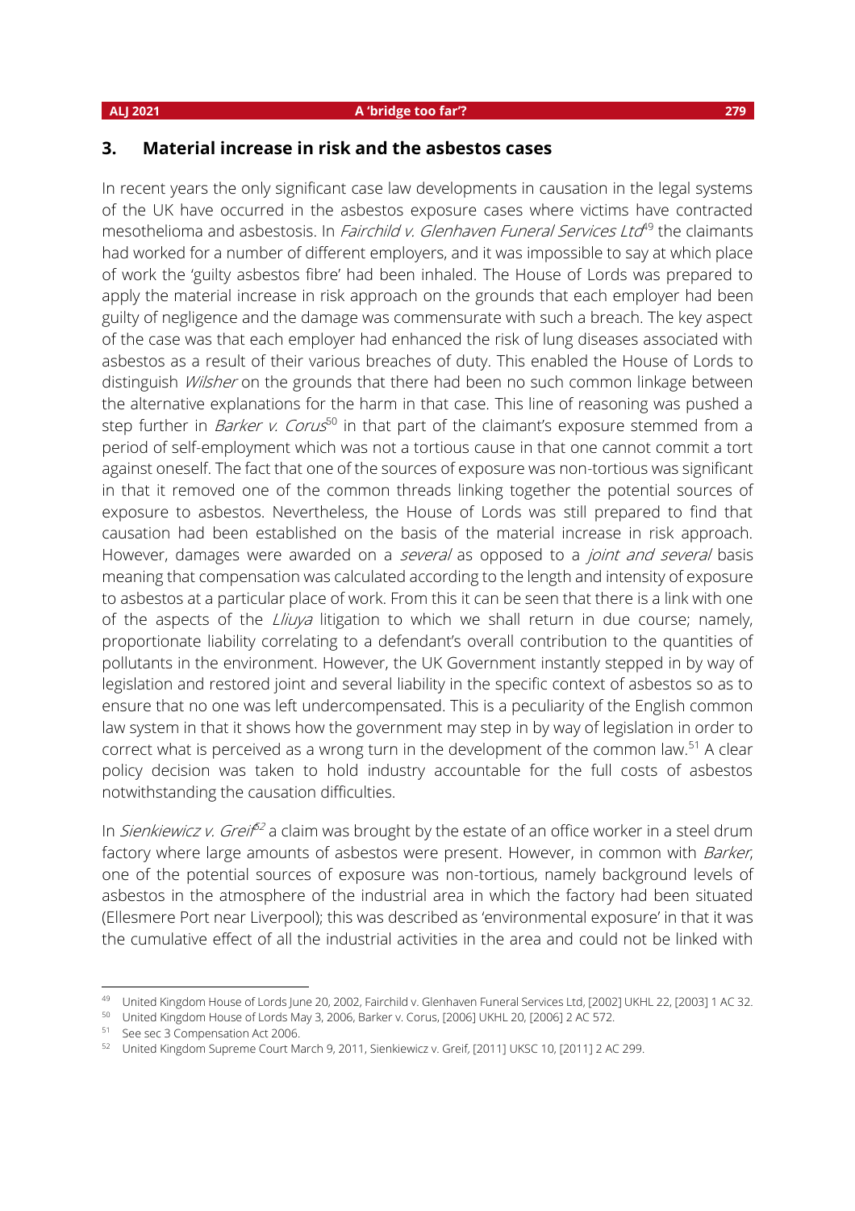## 3. Material increase in risk and the asbestos cases

In recent years the only significant case law developments in causation in the legal systems of the UK have occurred in the asbestos exposure cases where victims have contracted mesothelioma and asbestosis. In *Fairchild v. Glenhaven Funeral Services Ltd*[49] the claimants had worked for a number of different employers, and it was impossible to say at which place of work the 'guilty asbestos fibre' had been inhaled. The House of Lords was prepared to apply the material increase in risk approach on the grounds that each employer had been guilty of negligence and the damage was commensurate with such a breach. The key aspect of the case was that each employer had enhanced the risk of lung diseases associated with asbestos as a result of their various breaches of duty. This enabled the House of Lords to distinguish *Wilsher* on the grounds that there had been no such common linkage between the alternative explanations for the harm in that case. This line of reasoning was pushed a step further in *Barker v. Corus*[50] in that part of the claimant's exposure stemmed from a period of self-employment which was not a tortious cause in that one cannot commit a tort against oneself. The fact that one of the sources of exposure was non-tortious was significant in that it removed one of the common threads linking together the potential sources of exposure to asbestos. Nevertheless, the House of Lords was still prepared to find that causation had been established on the basis of the material increase in risk approach. However, damages were awarded on a *several* as opposed to a *joint and several* basis meaning that compensation was calculated according to the length and intensity of exposure to asbestos at a particular place of work. From this it can be seen that there is a link with one of the aspects of the *Lliuya* litigation to which we shall return in due course; namely, proportionate liability correlating to a defendant's overall contribution to the quantities of pollutants in the environment. However, the UK Government instantly stepped in by way of legislation and restored joint and several liability in the specific context of asbestos so as to ensure that no one was left undercompensated. This is a peculiarity of the English common law system in that it shows how the government may step in by way of legislation in order to correct what is perceived as a wrong turn in the development of the common law.[51] A clear policy decision was taken to hold industry accountable for the full costs of asbestos notwithstanding the causation difficulties.

In *Sienkiewicz v. Greif*[52] a claim was brought by the estate of an office worker in a steel drum factory where large amounts of asbestos were present. However, in common with *Barker*, one of the potential sources of exposure was non-tortious, namely background levels of asbestos in the atmosphere of the industrial area in which the factory had been situated (Ellesmere Port near Liverpool); this was described as 'environmental exposure' in that it was the cumulative effect of all the industrial activities in the area and could not be linked with

---

[49] United Kingdom House of Lords June 20, 2002, Fairchild v. Glenhaven Funeral Services Ltd, [2002] UKHL 22, [2003] 1 AC 32.

[50] United Kingdom House of Lords May 3, 2006, Barker v. Corus, [2006] UKHL 20, [2006] 2 AC 572.

[51] See sec 3 Compensation Act 2006.

[52] United Kingdom Supreme Court March 9, 2011, Sienkiewicz v. Greif, [2011] UKSC 10, [2011] 2 AC 299.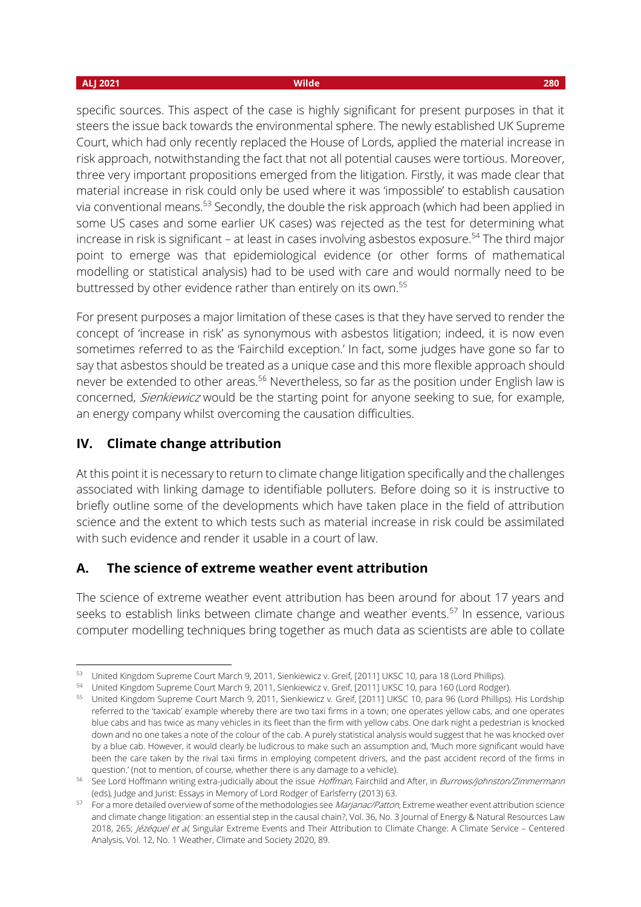specific sources. This aspect of the case is highly significant for present purposes in that it steers the issue back towards the environmental sphere. The newly established UK Supreme Court, which had only recently replaced the House of Lords, applied the material increase in risk approach, notwithstanding the fact that not all potential causes were tortious. Moreover, three very important propositions emerged from the litigation. Firstly, it was made clear that material increase in risk could only be used where it was 'impossible' to establish causation via conventional means.[53] Secondly, the double the risk approach (which had been applied in some US cases and some earlier UK cases) was rejected as the test for determining what increase in risk is significant – at least in cases involving asbestos exposure.[54] The third major point to emerge was that epidemiological evidence (or other forms of mathematical modelling or statistical analysis) had to be used with care and would normally need to be buttressed by other evidence rather than entirely on its own.[55]

For present purposes a major limitation of these cases is that they have served to render the concept of 'increase in risk' as synonymous with asbestos litigation; indeed, it is now even sometimes referred to as the 'Fairchild exception.' In fact, some judges have gone so far to say that asbestos should be treated as a unique case and this more flexible approach should never be extended to other areas.[56] Nevertheless, so far as the position under English law is concerned, *Sienkiewicz* would be the starting point for anyone seeking to sue, for example, an energy company whilst overcoming the causation difficulties.

## IV. Climate change attribution

At this point it is necessary to return to climate change litigation specifically and the challenges associated with linking damage to identifiable polluters. Before doing so it is instructive to briefly outline some of the developments which have taken place in the field of attribution science and the extent to which tests such as material increase in risk could be assimilated with such evidence and render it usable in a court of law.

### A. The science of extreme weather event attribution

The science of extreme weather event attribution has been around for about 17 years and seeks to establish links between climate change and weather events.[57] In essence, various computer modelling techniques bring together as much data as scientists are able to collate

---

[53] United Kingdom Supreme Court March 9, 2011, Sienkiewicz v. Greif, [2011] UKSC 10, para 18 (Lord Phillips).

[54] United Kingdom Supreme Court March 9, 2011, Sienkiewicz v. Greif, [2011] UKSC 10, para 160 (Lord Rodger).

[55] United Kingdom Supreme Court March 9, 2011, Sienkiewicz v. Greif, [2011] UKSC 10, para 96 (Lord Phillips). His Lordship referred to the 'taxicab' example whereby there are two taxi firms in a town; one operates yellow cabs, and one operates blue cabs and has twice as many vehicles in its fleet than the firm with yellow cabs. One dark night a pedestrian is knocked down and no one takes a note of the colour of the cab. A purely statistical analysis would suggest that he was knocked over by a blue cab. However, it would clearly be ludicrous to make such an assumption and, 'Much more significant would have been the care taken by the rival taxi firms in employing competent drivers, and the past accident record of the firms in question.' (not to mention, of course, whether there is any damage to a vehicle).

[56] See Lord Hoffmann writing extra-judicially about the issue *Hoffman*, Fairchild and After, in *Burrows/Johnston/Zimmermann* (eds), Judge and Jurist: Essays in Memory of Lord Rodger of Earlsferry (2013) 63.

[57] For a more detailed overview of some of the methodologies see *Marjanac/Patton*, Extreme weather event attribution science and climate change litigation: an essential step in the causal chain?, Vol. 36, No. 3 Journal of Energy & Natural Resources Law 2018, 265; *Jézéquel et al*, Singular Extreme Events and Their Attribution to Climate Change: A Climate Service – Centered Analysis, Vol. 12, No. 1 Weather, Climate and Society 2020, 89.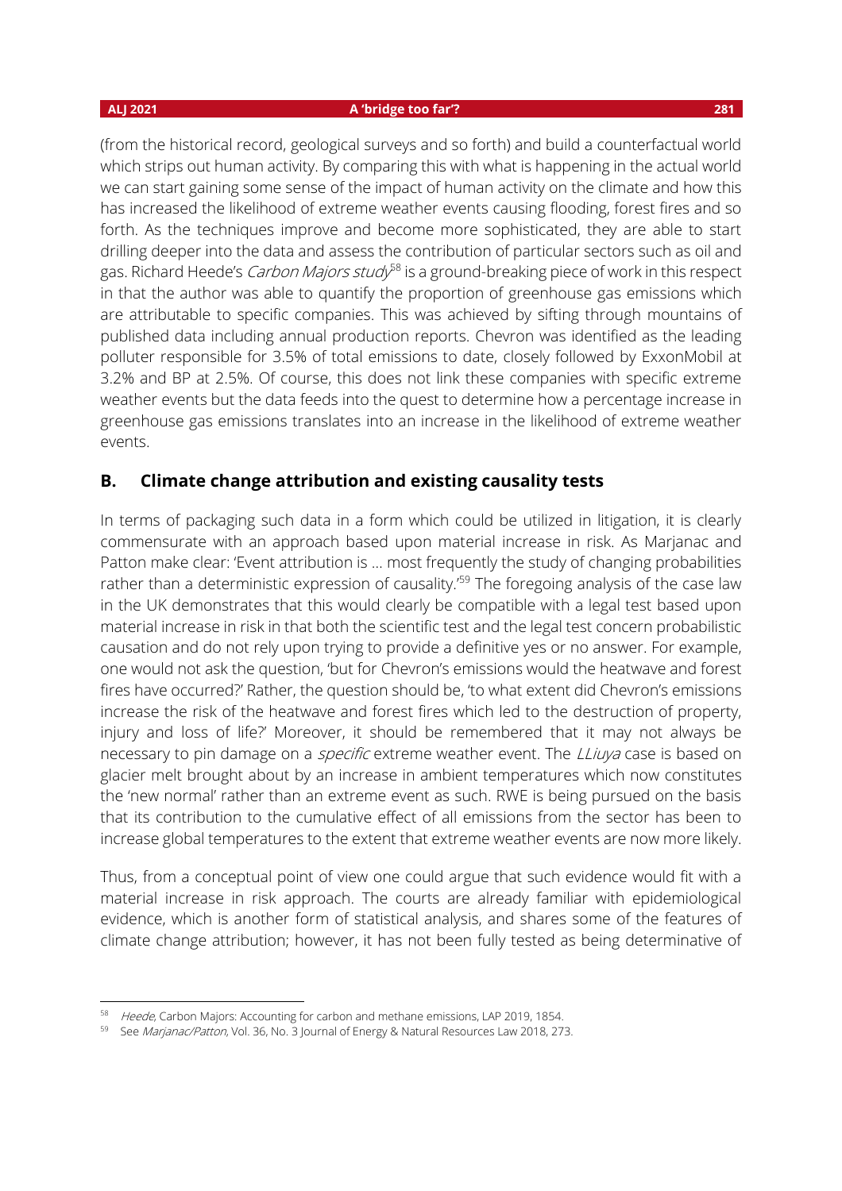(from the historical record, geological surveys and so forth) and build a counterfactual world which strips out human activity. By comparing this with what is happening in the actual world we can start gaining some sense of the impact of human activity on the climate and how this has increased the likelihood of extreme weather events causing flooding, forest fires and so forth. As the techniques improve and become more sophisticated, they are able to start drilling deeper into the data and assess the contribution of particular sectors such as oil and gas. Richard Heede's *Carbon Majors study*[58] is a ground-breaking piece of work in this respect in that the author was able to quantify the proportion of greenhouse gas emissions which are attributable to specific companies. This was achieved by sifting through mountains of published data including annual production reports. Chevron was identified as the leading polluter responsible for 3.5% of total emissions to date, closely followed by ExxonMobil at 3.2% and BP at 2.5%. Of course, this does not link these companies with specific extreme weather events but the data feeds into the quest to determine how a percentage increase in greenhouse gas emissions translates into an increase in the likelihood of extreme weather events.

## B. Climate change attribution and existing causality tests

In terms of packaging such data in a form which could be utilized in litigation, it is clearly commensurate with an approach based upon material increase in risk. As Marjanac and Patton make clear: 'Event attribution is … most frequently the study of changing probabilities rather than a deterministic expression of causality.'[59] The foregoing analysis of the case law in the UK demonstrates that this would clearly be compatible with a legal test based upon material increase in risk in that both the scientific test and the legal test concern probabilistic causation and do not rely upon trying to provide a definitive yes or no answer. For example, one would not ask the question, 'but for Chevron's emissions would the heatwave and forest fires have occurred?' Rather, the question should be, 'to what extent did Chevron's emissions increase the risk of the heatwave and forest fires which led to the destruction of property, injury and loss of life?' Moreover, it should be remembered that it may not always be necessary to pin damage on a *specific* extreme weather event. The *LLiuya* case is based on glacier melt brought about by an increase in ambient temperatures which now constitutes the 'new normal' rather than an extreme event as such. RWE is being pursued on the basis that its contribution to the cumulative effect of all emissions from the sector has been to increase global temperatures to the extent that extreme weather events are now more likely.

Thus, from a conceptual point of view one could argue that such evidence would fit with a material increase in risk approach. The courts are already familiar with epidemiological evidence, which is another form of statistical analysis, and shares some of the features of climate change attribution; however, it has not been fully tested as being determinative of

---

[58] *Heede*, Carbon Majors: Accounting for carbon and methane emissions, LAP 2019, 1854.

[59] See *Marjanac/Patton*, Vol. 36, No. 3 Journal of Energy & Natural Resources Law 2018, 273.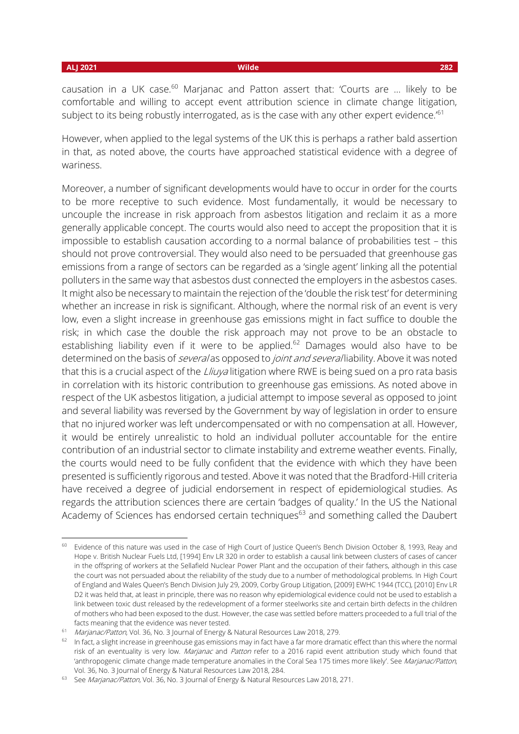causation in a UK case.[60] Marjanac and Patton assert that: 'Courts are … likely to be comfortable and willing to accept event attribution science in climate change litigation, subject to its being robustly interrogated, as is the case with any other expert evidence.'[61]

However, when applied to the legal systems of the UK this is perhaps a rather bald assertion in that, as noted above, the courts have approached statistical evidence with a degree of wariness.

Moreover, a number of significant developments would have to occur in order for the courts to be more receptive to such evidence. Most fundamentally, it would be necessary to uncouple the increase in risk approach from asbestos litigation and reclaim it as a more generally applicable concept. The courts would also need to accept the proposition that it is impossible to establish causation according to a normal balance of probabilities test – this should not prove controversial. They would also need to be persuaded that greenhouse gas emissions from a range of sectors can be regarded as a 'single agent' linking all the potential polluters in the same way that asbestos dust connected the employers in the asbestos cases. It might also be necessary to maintain the rejection of the 'double the risk test' for determining whether an increase in risk is significant. Although, where the normal risk of an event is very low, even a slight increase in greenhouse gas emissions might in fact suffice to double the risk; in which case the double the risk approach may not prove to be an obstacle to establishing liability even if it were to be applied.[62] Damages would also have to be determined on the basis of *several* as opposed to *joint and several* liability. Above it was noted that this is a crucial aspect of the *Lliuya* litigation where RWE is being sued on a pro rata basis in correlation with its historic contribution to greenhouse gas emissions. As noted above in respect of the UK asbestos litigation, a judicial attempt to impose several as opposed to joint and several liability was reversed by the Government by way of legislation in order to ensure that no injured worker was left undercompensated or with no compensation at all. However, it would be entirely unrealistic to hold an individual polluter accountable for the entire contribution of an industrial sector to climate instability and extreme weather events. Finally, the courts would need to be fully confident that the evidence with which they have been presented is sufficiently rigorous and tested. Above it was noted that the Bradford-Hill criteria have received a degree of judicial endorsement in respect of epidemiological studies. As regards the attribution sciences there are certain 'badges of quality.' In the US the National Academy of Sciences has endorsed certain techniques[63] and something called the Daubert

---

[60] Evidence of this nature was used in the case of High Court of Justice Queen's Bench Division October 8, 1993, Reay and Hope v. British Nuclear Fuels Ltd, [1994] Env LR 320 in order to establish a causal link between clusters of cases of cancer in the offspring of workers at the Sellafield Nuclear Power Plant and the occupation of their fathers, although in this case the court was not persuaded about the reliability of the study due to a number of methodological problems. In High Court of England and Wales Queen's Bench Division July 29, 2009, Corby Group Litigation, [2009] EWHC 1944 (TCC), [2010] Env LR D2 it was held that, at least in principle, there was no reason why epidemiological evidence could not be used to establish a link between toxic dust released by the redevelopment of a former steelworks site and certain birth defects in the children of mothers who had been exposed to the dust. However, the case was settled before matters proceeded to a full trial of the facts meaning that the evidence was never tested.

[61] *Marjanac/Patton*, Vol. 36, No. 3 Journal of Energy & Natural Resources Law 2018, 279.

[62] In fact, a slight increase in greenhouse gas emissions may in fact have a far more dramatic effect than this where the normal risk of an eventuality is very low. *Marjanac* and *Patton* refer to a 2016 rapid event attribution study which found that 'anthropogenic climate change made temperature anomalies in the Coral Sea 175 times more likely'. See *Marjanac/Patton*, Vol. 36, No. 3 Journal of Energy & Natural Resources Law 2018, 284.

[63] See *Marjanac/Patton*, Vol. 36, No. 3 Journal of Energy & Natural Resources Law 2018, 271.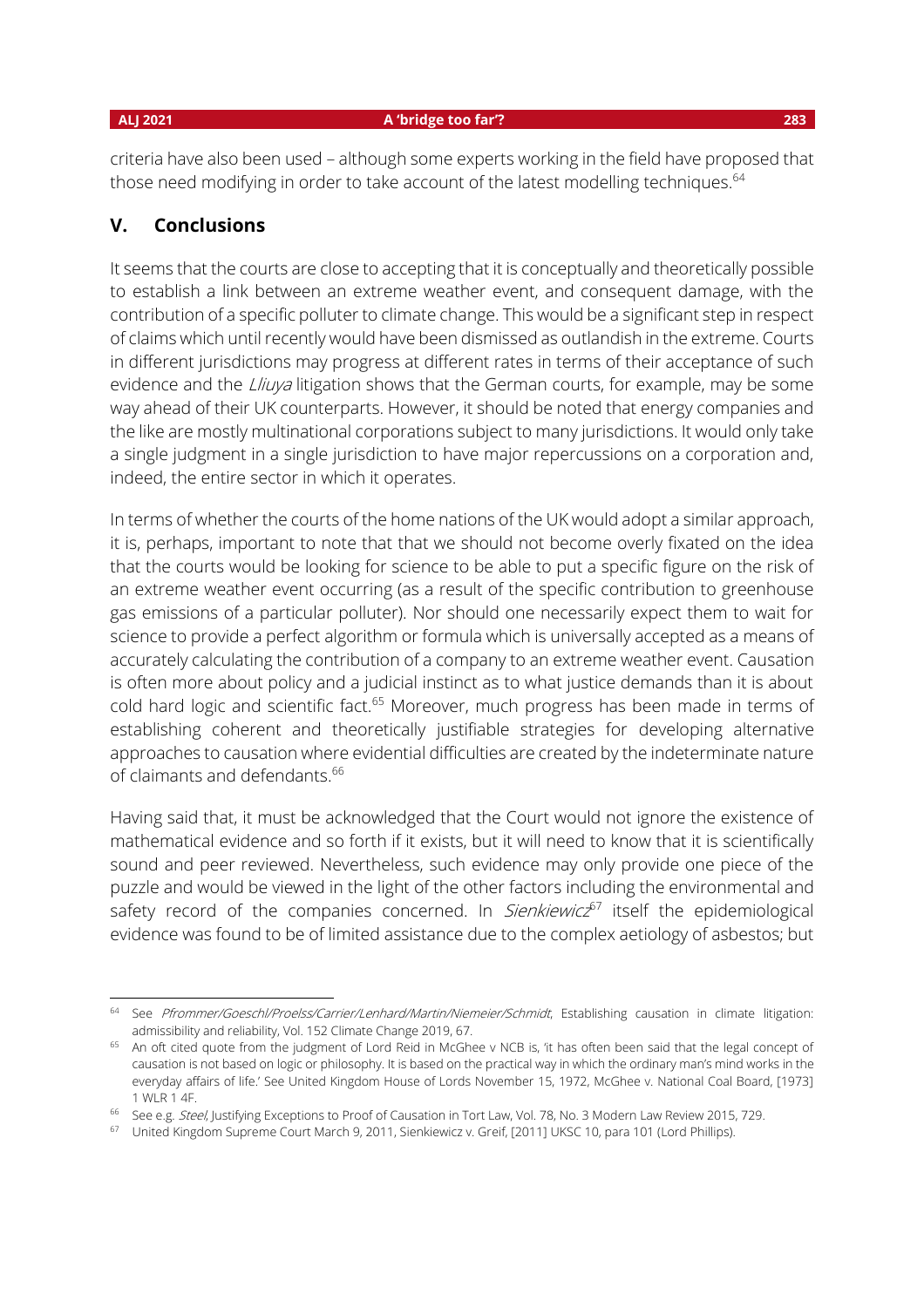criteria have also been used – although some experts working in the field have proposed that those need modifying in order to take account of the latest modelling techniques.[64]

## V. Conclusions

It seems that the courts are close to accepting that it is conceptually and theoretically possible to establish a link between an extreme weather event, and consequent damage, with the contribution of a specific polluter to climate change. This would be a significant step in respect of claims which until recently would have been dismissed as outlandish in the extreme. Courts in different jurisdictions may progress at different rates in terms of their acceptance of such evidence and the *Lliuya* litigation shows that the German courts, for example, may be some way ahead of their UK counterparts. However, it should be noted that energy companies and the like are mostly multinational corporations subject to many jurisdictions. It would only take a single judgment in a single jurisdiction to have major repercussions on a corporation and, indeed, the entire sector in which it operates.

In terms of whether the courts of the home nations of the UK would adopt a similar approach, it is, perhaps, important to note that that we should not become overly fixated on the idea that the courts would be looking for science to be able to put a specific figure on the risk of an extreme weather event occurring (as a result of the specific contribution to greenhouse gas emissions of a particular polluter). Nor should one necessarily expect them to wait for science to provide a perfect algorithm or formula which is universally accepted as a means of accurately calculating the contribution of a company to an extreme weather event. Causation is often more about policy and a judicial instinct as to what justice demands than it is about cold hard logic and scientific fact.[65] Moreover, much progress has been made in terms of establishing coherent and theoretically justifiable strategies for developing alternative approaches to causation where evidential difficulties are created by the indeterminate nature of claimants and defendants.[66]

Having said that, it must be acknowledged that the Court would not ignore the existence of mathematical evidence and so forth if it exists, but it will need to know that it is scientifically sound and peer reviewed. Nevertheless, such evidence may only provide one piece of the puzzle and would be viewed in the light of the other factors including the environmental and safety record of the companies concerned. In *Sienkiewicz*[67] itself the epidemiological evidence was found to be of limited assistance due to the complex aetiology of asbestos; but

---

[64] See *Pfrommer/Goeschl/Proelss/Carrier/Lenhard/Martin/Niemeier/Schmidt*, Establishing causation in climate litigation: admissibility and reliability, Vol. 152 Climate Change 2019, 67.

[65] An oft cited quote from the judgment of Lord Reid in McGhee v NCB is, 'it has often been said that the legal concept of causation is not based on logic or philosophy. It is based on the practical way in which the ordinary man's mind works in the everyday affairs of life.' See United Kingdom House of Lords November 15, 1972, McGhee v. National Coal Board, [1973] 1 WLR 1 4F.

[66] See e.g. *Steel*, Justifying Exceptions to Proof of Causation in Tort Law, Vol. 78, No. 3 Modern Law Review 2015, 729.

[67] United Kingdom Supreme Court March 9, 2011, Sienkiewicz v. Greif, [2011] UKSC 10, para 101 (Lord Phillips).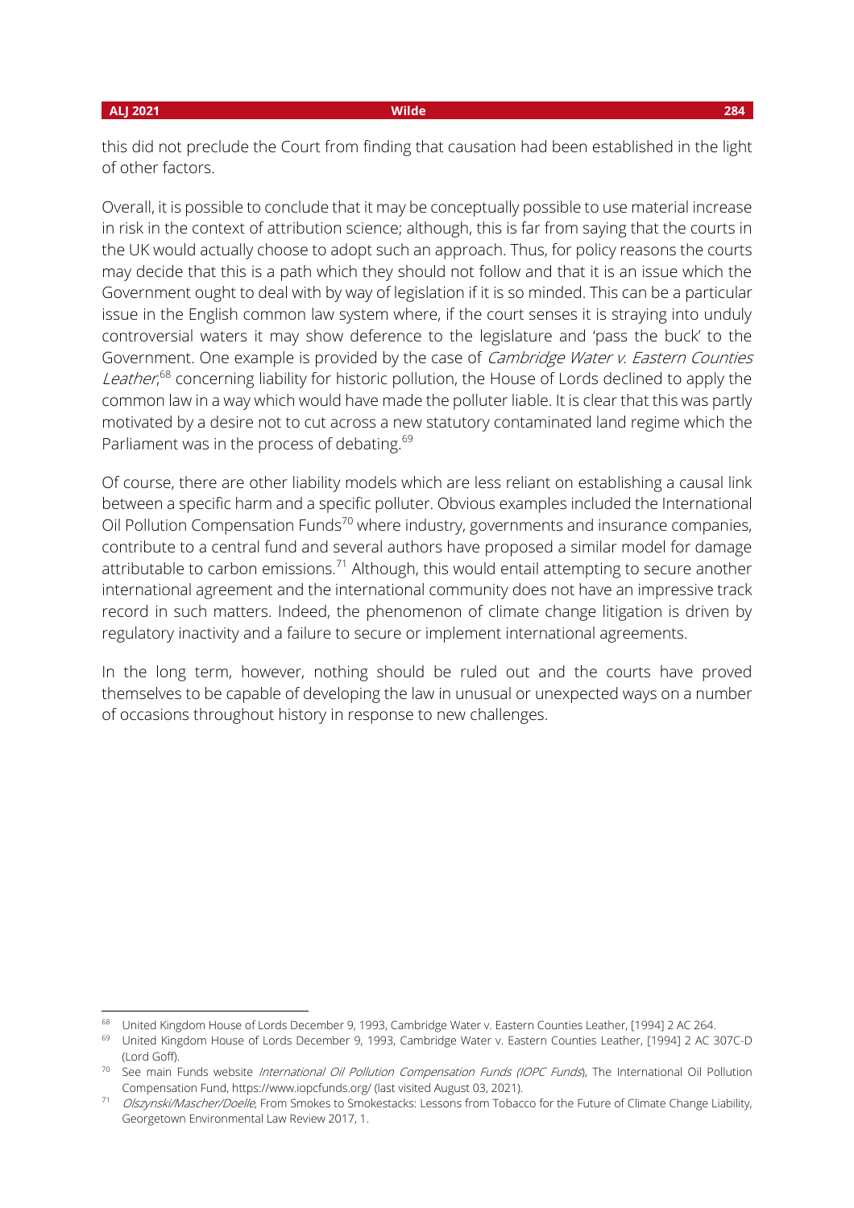this did not preclude the Court from finding that causation had been established in the light of other factors.

Overall, it is possible to conclude that it may be conceptually possible to use material increase in risk in the context of attribution science; although, this is far from saying that the courts in the UK would actually choose to adopt such an approach. Thus, for policy reasons the courts may decide that this is a path which they should not follow and that it is an issue which the Government ought to deal with by way of legislation if it is so minded. This can be a particular issue in the English common law system where, if the court senses it is straying into unduly controversial waters it may show deference to the legislature and 'pass the buck' to the Government. One example is provided by the case of *Cambridge Water v. Eastern Counties Leather*,[68] concerning liability for historic pollution, the House of Lords declined to apply the common law in a way which would have made the polluter liable. It is clear that this was partly motivated by a desire not to cut across a new statutory contaminated land regime which the Parliament was in the process of debating.[69]

Of course, there are other liability models which are less reliant on establishing a causal link between a specific harm and a specific polluter. Obvious examples included the International Oil Pollution Compensation Funds[70] where industry, governments and insurance companies, contribute to a central fund and several authors have proposed a similar model for damage attributable to carbon emissions.[71] Although, this would entail attempting to secure another international agreement and the international community does not have an impressive track record in such matters. Indeed, the phenomenon of climate change litigation is driven by regulatory inactivity and a failure to secure or implement international agreements.

In the long term, however, nothing should be ruled out and the courts have proved themselves to be capable of developing the law in unusual or unexpected ways on a number of occasions throughout history in response to new challenges.

---

[68] United Kingdom House of Lords December 9, 1993, Cambridge Water v. Eastern Counties Leather, [1994] 2 AC 264.

[69] United Kingdom House of Lords December 9, 1993, Cambridge Water v. Eastern Counties Leather, [1994] 2 AC 307C-D (Lord Goff).

[70] See main Funds website *International Oil Pollution Compensation Funds (IOPC Funds)*, The International Oil Pollution Compensation Fund, https://www.iopcfunds.org/ (last visited August 03, 2021).

[71] *Olszynski/Mascher/Doelle*, From Smokes to Smokestacks: Lessons from Tobacco for the Future of Climate Change Liability, Georgetown Environmental Law Review 2017, 1.